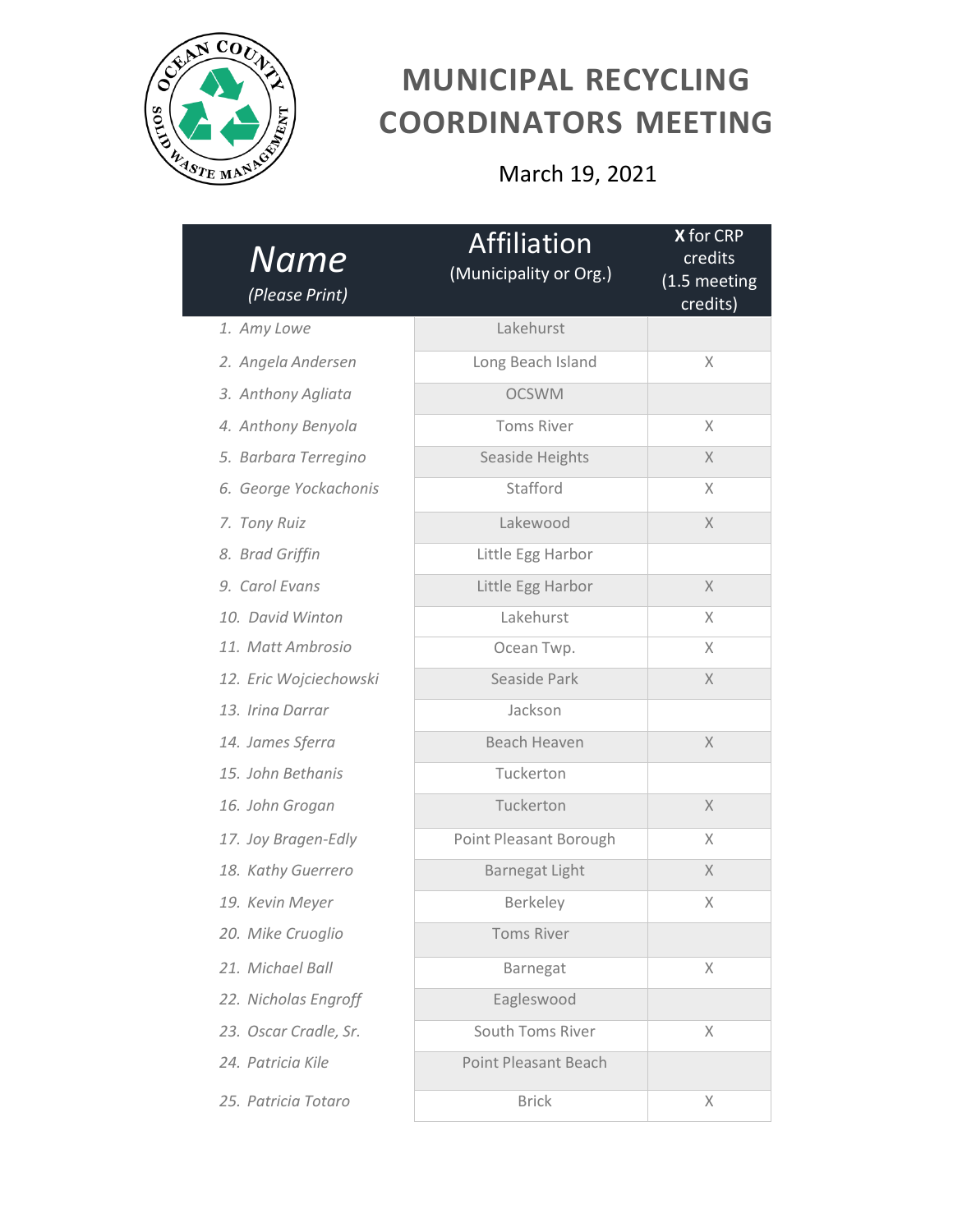# MUNICIPAL RECYCLING COORDINATORS MEETING

March 19, 2021

| *Name* (*Please Print*) | Affiliation (Municipality or Org.) | **X** for CRP credits (1.5 meeting credits) |
|---|---|---|
| 1. *Amy Lowe* | Lakehurst | |
| 2. *Angela Andersen* | Long Beach Island | X |
| 3. *Anthony Agliata* | OCSWM | |
| 4. *Anthony Benyola* | Toms River | X |
| 5. *Barbara Terregino* | Seaside Heights | X |
| 6. *George Yockachonis* | Stafford | X |
| 7. *Tony Ruiz* | Lakewood | X |
| 8. *Brad Griffin* | Little Egg Harbor | |
| 9. *Carol Evans* | Little Egg Harbor | X |
| 10. *David Winton* | Lakehurst | X |
| 11. *Matt Ambrosio* | Ocean Twp. | X |
| 12. *Eric Wojciechowski* | Seaside Park | X |
| 13. *Irina Darrar* | Jackson | |
| 14. *James Sferra* | Beach Heaven | X |
| 15. *John Bethanis* | Tuckerton | |
| 16. *John Grogan* | Tuckerton | X |
| 17. *Joy Bragen-Edly* | Point Pleasant Borough | X |
| 18. *Kathy Guerrero* | Barnegat Light | X |
| 19. *Kevin Meyer* | Berkeley | X |
| 20. *Mike Cruoglio* | Toms River | |
| 21. *Michael Ball* | Barnegat | X |
| 22. *Nicholas Engroff* | Eagleswood | |
| 23. *Oscar Cradle, Sr.* | South Toms River | X |
| 24. *Patricia Kile* | Point Pleasant Beach | |
| 25. *Patricia Totaro* | Brick | X |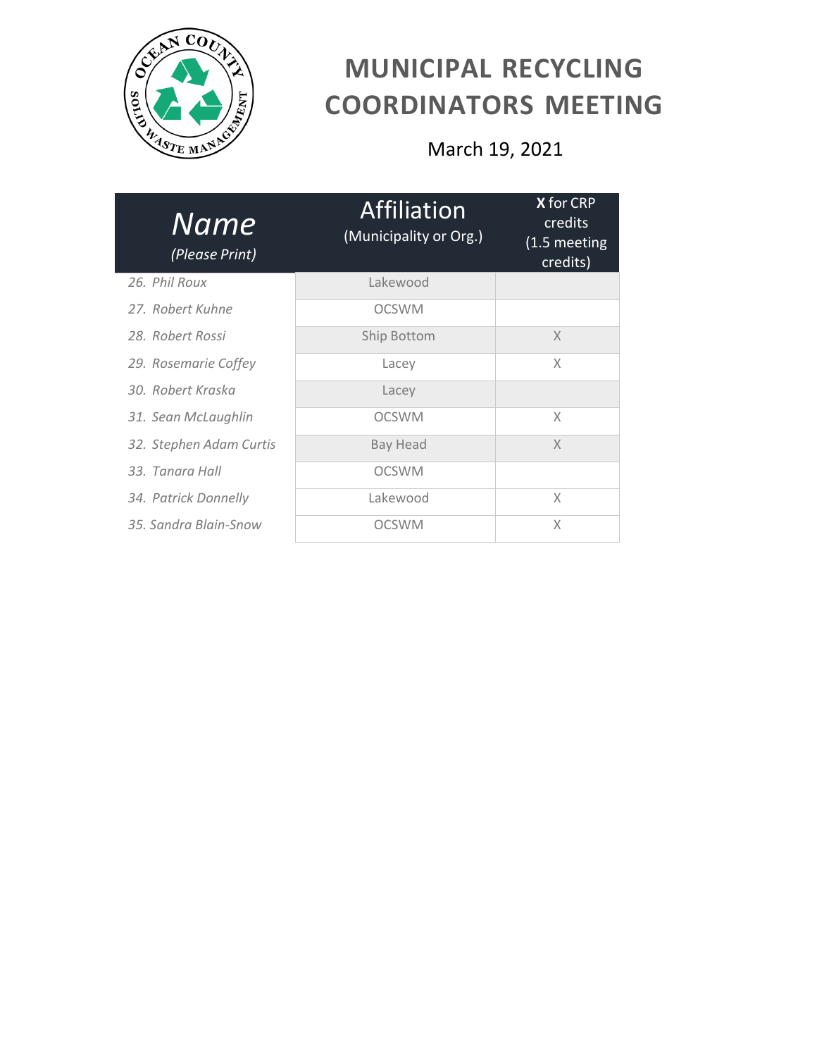# MUNICIPAL RECYCLING COORDINATORS MEETING

March 19, 2021

| *Name* *(Please Print)* | Affiliation (Municipality or Org.) | **X** for CRP credits (1.5 meeting credits) |
|---|---|---|
| 26. *Phil Roux* | Lakewood | |
| 27. *Robert Kuhne* | OCSWM | |
| 28. *Robert Rossi* | Ship Bottom | X |
| 29. *Rosemarie Coffey* | Lacey | X |
| 30. *Robert Kraska* | Lacey | |
| 31. *Sean McLaughlin* | OCSWM | X |
| 32. *Stephen Adam Curtis* | Bay Head | X |
| 33. *Tanara Hall* | OCSWM | |
| 34. *Patrick Donnelly* | Lakewood | X |
| 35. *Sandra Blain-Snow* | OCSWM | X |